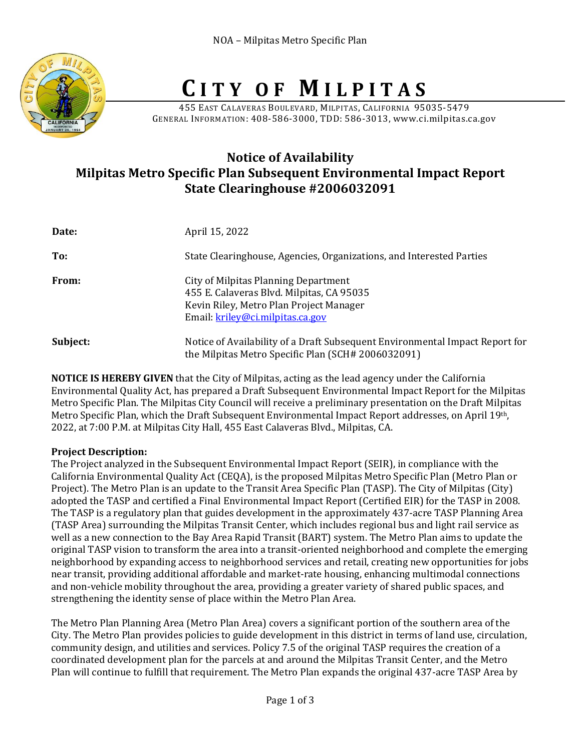# CITY OF MILPITAS

455 EAST CALAVERAS BOULEVARD, MILPITAS, CALIFORNIA 95035-5479
GENERAL INFORMATION: 408-586-3000, TDD: 586-3013, www.ci.milpitas.ca.gov

## Notice of Availability
## Milpitas Metro Specific Plan Subsequent Environmental Impact Report
## State Clearinghouse #2006032091

**Date:** April 15, 2022

**To:** State Clearinghouse, Agencies, Organizations, and Interested Parties

**From:** City of Milpitas Planning Department
455 E. Calaveras Blvd. Milpitas, CA 95035
Kevin Riley, Metro Plan Project Manager
Email: kriley@ci.milpitas.ca.gov

**Subject:** Notice of Availability of a Draft Subsequent Environmental Impact Report for the Milpitas Metro Specific Plan (SCH# 2006032091)

**NOTICE IS HEREBY GIVEN** that the City of Milpitas, acting as the lead agency under the California Environmental Quality Act, has prepared a Draft Subsequent Environmental Impact Report for the Milpitas Metro Specific Plan. The Milpitas City Council will receive a preliminary presentation on the Draft Milpitas Metro Specific Plan, which the Draft Subsequent Environmental Impact Report addresses, on April 19th, 2022, at 7:00 P.M. at Milpitas City Hall, 455 East Calaveras Blvd., Milpitas, CA.

**Project Description:**
The Project analyzed in the Subsequent Environmental Impact Report (SEIR), in compliance with the California Environmental Quality Act (CEQA), is the proposed Milpitas Metro Specific Plan (Metro Plan or Project). The Metro Plan is an update to the Transit Area Specific Plan (TASP). The City of Milpitas (City) adopted the TASP and certified a Final Environmental Impact Report (Certified EIR) for the TASP in 2008. The TASP is a regulatory plan that guides development in the approximately 437-acre TASP Planning Area (TASP Area) surrounding the Milpitas Transit Center, which includes regional bus and light rail service as well as a new connection to the Bay Area Rapid Transit (BART) system. The Metro Plan aims to update the original TASP vision to transform the area into a transit-oriented neighborhood and complete the emerging neighborhood by expanding access to neighborhood services and retail, creating new opportunities for jobs near transit, providing additional affordable and market-rate housing, enhancing multimodal connections and non-vehicle mobility throughout the area, providing a greater variety of shared public spaces, and strengthening the identity sense of place within the Metro Plan Area.

The Metro Plan Planning Area (Metro Plan Area) covers a significant portion of the southern area of the City. The Metro Plan provides policies to guide development in this district in terms of land use, circulation, community design, and utilities and services. Policy 7.5 of the original TASP requires the creation of a coordinated development plan for the parcels at and around the Milpitas Transit Center, and the Metro Plan will continue to fulfill that requirement. The Metro Plan expands the original 437-acre TASP Area by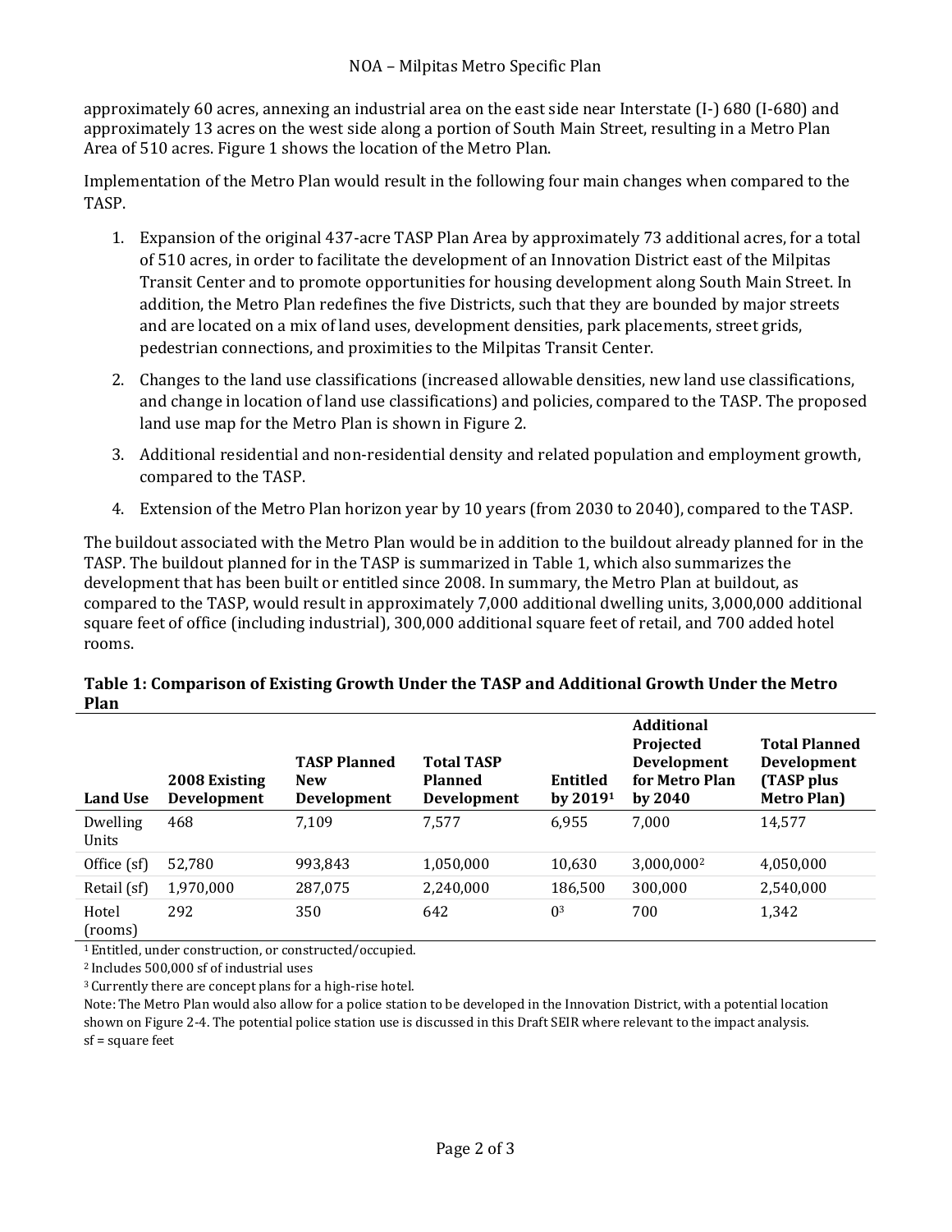approximately 60 acres, annexing an industrial area on the east side near Interstate (I-) 680 (I-680) and approximately 13 acres on the west side along a portion of South Main Street, resulting in a Metro Plan Area of 510 acres. Figure 1 shows the location of the Metro Plan.

Implementation of the Metro Plan would result in the following four main changes when compared to the TASP.

1. Expansion of the original 437-acre TASP Plan Area by approximately 73 additional acres, for a total of 510 acres, in order to facilitate the development of an Innovation District east of the Milpitas Transit Center and to promote opportunities for housing development along South Main Street. In addition, the Metro Plan redefines the five Districts, such that they are bounded by major streets and are located on a mix of land uses, development densities, park placements, street grids, pedestrian connections, and proximities to the Milpitas Transit Center.
2. Changes to the land use classifications (increased allowable densities, new land use classifications, and change in location of land use classifications) and policies, compared to the TASP. The proposed land use map for the Metro Plan is shown in Figure 2.
3. Additional residential and non-residential density and related population and employment growth, compared to the TASP.
4. Extension of the Metro Plan horizon year by 10 years (from 2030 to 2040), compared to the TASP.

The buildout associated with the Metro Plan would be in addition to the buildout already planned for in the TASP. The buildout planned for in the TASP is summarized in Table 1, which also summarizes the development that has been built or entitled since 2008. In summary, the Metro Plan at buildout, as compared to the TASP, would result in approximately 7,000 additional dwelling units, 3,000,000 additional square feet of office (including industrial), 300,000 additional square feet of retail, and 700 added hotel rooms.

**Table 1: Comparison of Existing Growth Under the TASP and Additional Growth Under the Metro Plan**

| Land Use | 2008 Existing Development | TASP Planned New Development | Total TASP Planned Development | Entitled by 2019[1] | Additional Projected Development for Metro Plan by 2040 | Total Planned Development (TASP plus Metro Plan) |
|---|---|---|---|---|---|---|
| Dwelling Units | 468 | 7,109 | 7,577 | 6,955 | 7,000 | 14,577 |
| Office (sf) | 52,780 | 993,843 | 1,050,000 | 10,630 | 3,000,000[2] | 4,050,000 |
| Retail (sf) | 1,970,000 | 287,075 | 2,240,000 | 186,500 | 300,000 | 2,540,000 |
| Hotel (rooms) | 292 | 350 | 642 | 0[3] | 700 | 1,342 |

[1] Entitled, under construction, or constructed/occupied.

[2] Includes 500,000 sf of industrial uses

[3] Currently there are concept plans for a high-rise hotel.

Note: The Metro Plan would also allow for a police station to be developed in the Innovation District, with a potential location shown on Figure 2-4. The potential police station use is discussed in this Draft SEIR where relevant to the impact analysis.

sf = square feet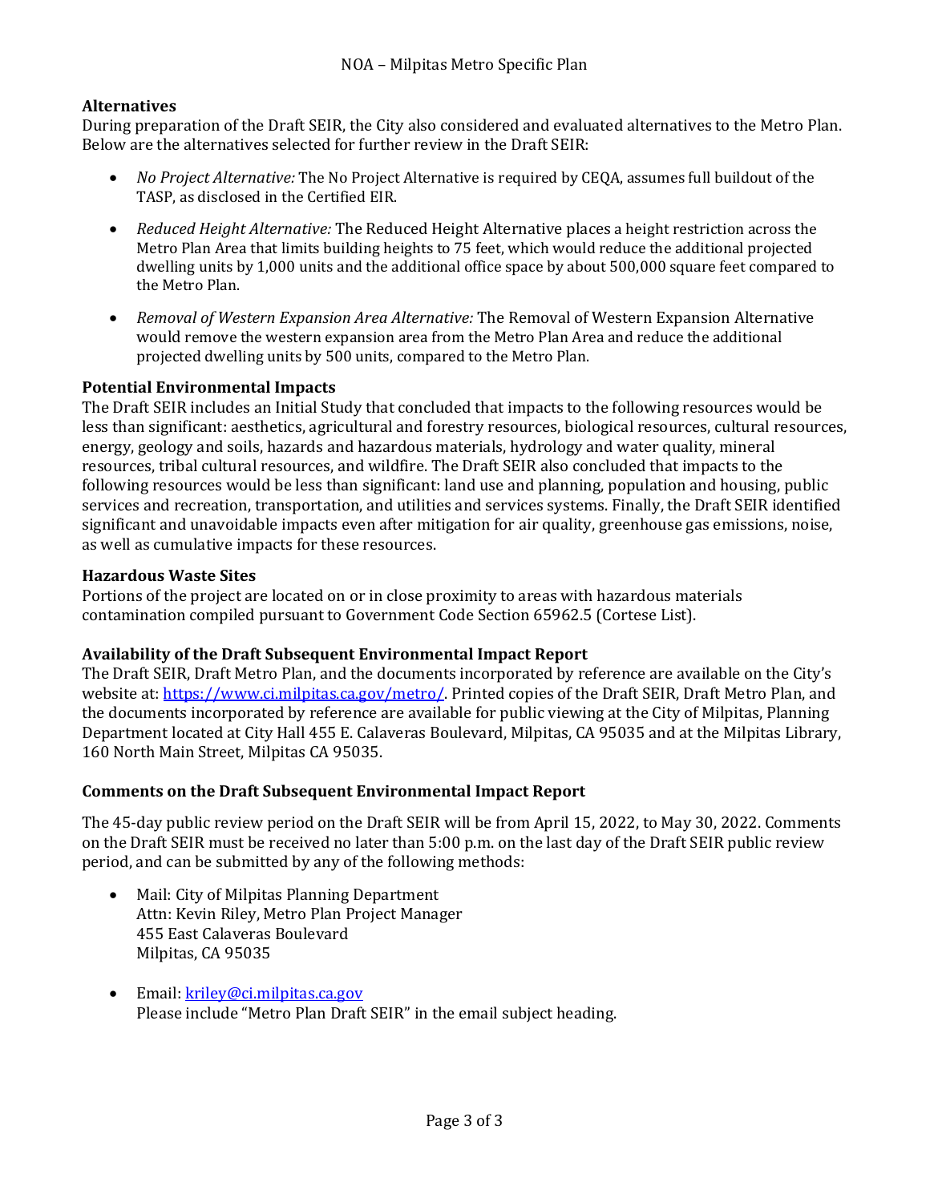### Alternatives

During preparation of the Draft SEIR, the City also considered and evaluated alternatives to the Metro Plan. Below are the alternatives selected for further review in the Draft SEIR:

- *No Project Alternative:* The No Project Alternative is required by CEQA, assumes full buildout of the TASP, as disclosed in the Certified EIR.
- *Reduced Height Alternative:* The Reduced Height Alternative places a height restriction across the Metro Plan Area that limits building heights to 75 feet, which would reduce the additional projected dwelling units by 1,000 units and the additional office space by about 500,000 square feet compared to the Metro Plan.
- *Removal of Western Expansion Area Alternative:* The Removal of Western Expansion Alternative would remove the western expansion area from the Metro Plan Area and reduce the additional projected dwelling units by 500 units, compared to the Metro Plan.

### Potential Environmental Impacts

The Draft SEIR includes an Initial Study that concluded that impacts to the following resources would be less than significant: aesthetics, agricultural and forestry resources, biological resources, cultural resources, energy, geology and soils, hazards and hazardous materials, hydrology and water quality, mineral resources, tribal cultural resources, and wildfire. The Draft SEIR also concluded that impacts to the following resources would be less than significant: land use and planning, population and housing, public services and recreation, transportation, and utilities and services systems. Finally, the Draft SEIR identified significant and unavoidable impacts even after mitigation for air quality, greenhouse gas emissions, noise, as well as cumulative impacts for these resources.

### Hazardous Waste Sites

Portions of the project are located on or in close proximity to areas with hazardous materials contamination compiled pursuant to Government Code Section 65962.5 (Cortese List).

### Availability of the Draft Subsequent Environmental Impact Report

The Draft SEIR, Draft Metro Plan, and the documents incorporated by reference are available on the City's website at: https://www.ci.milpitas.ca.gov/metro/. Printed copies of the Draft SEIR, Draft Metro Plan, and the documents incorporated by reference are available for public viewing at the City of Milpitas, Planning Department located at City Hall 455 E. Calaveras Boulevard, Milpitas, CA 95035 and at the Milpitas Library, 160 North Main Street, Milpitas CA 95035.

### Comments on the Draft Subsequent Environmental Impact Report

The 45-day public review period on the Draft SEIR will be from April 15, 2022, to May 30, 2022. Comments on the Draft SEIR must be received no later than 5:00 p.m. on the last day of the Draft SEIR public review period, and can be submitted by any of the following methods:

- Mail: City of Milpitas Planning Department
  Attn: Kevin Riley, Metro Plan Project Manager
  455 East Calaveras Boulevard
  Milpitas, CA 95035

- Email: kriley@ci.milpitas.ca.gov
  Please include "Metro Plan Draft SEIR" in the email subject heading.